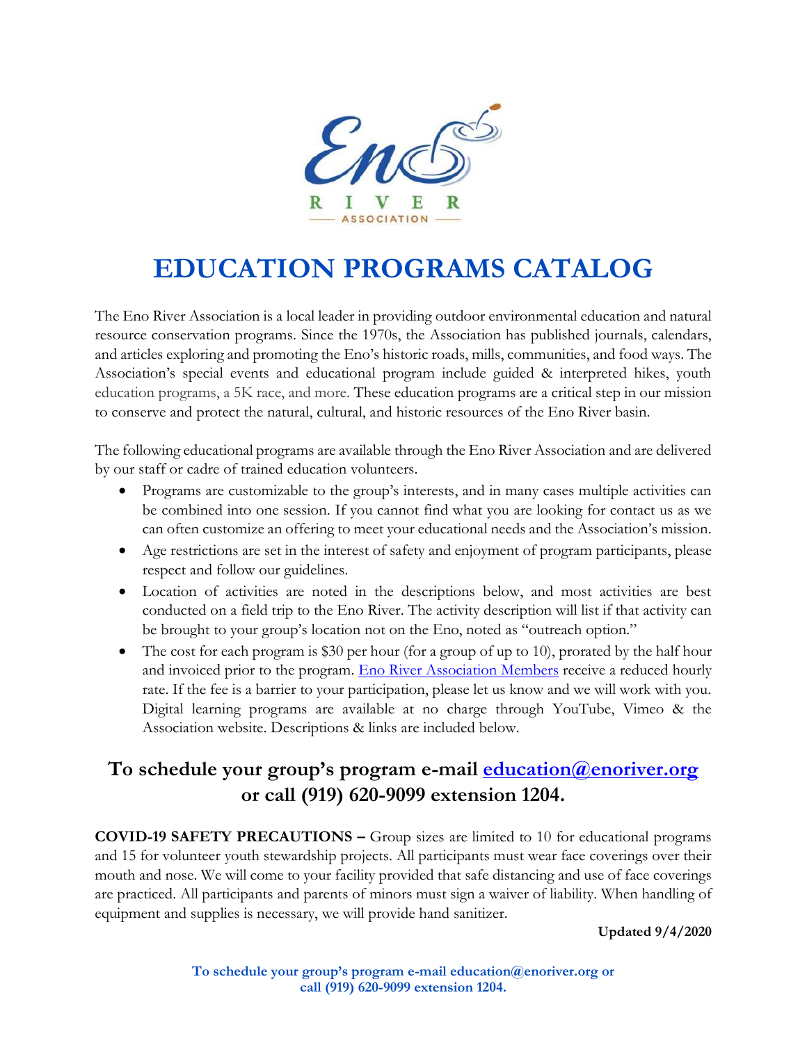# EDUCATION PROGRAMS CATALOG

The Eno River Association is a local leader in providing outdoor environmental education and natural resource conservation programs. Since the 1970s, the Association has published journals, calendars, and articles exploring and promoting the Eno's historic roads, mills, communities, and food ways. The Association's special events and educational program include guided & interpreted hikes, youth education programs, a 5K race, and more. These education programs are a critical step in our mission to conserve and protect the natural, cultural, and historic resources of the Eno River basin.

The following educational programs are available through the Eno River Association and are delivered by our staff or cadre of trained education volunteers.

- Programs are customizable to the group's interests, and in many cases multiple activities can be combined into one session. If you cannot find what you are looking for contact us as we can often customize an offering to meet your educational needs and the Association's mission.
- Age restrictions are set in the interest of safety and enjoyment of program participants, please respect and follow our guidelines.
- Location of activities are noted in the descriptions below, and most activities are best conducted on a field trip to the Eno River. The activity description will list if that activity can be brought to your group's location not on the Eno, noted as "outreach option."
- The cost for each program is $30 per hour (for a group of up to 10), prorated by the half hour and invoiced prior to the program. Eno River Association Members receive a reduced hourly rate. If the fee is a barrier to your participation, please let us know and we will work with you. Digital learning programs are available at no charge through YouTube, Vimeo & the Association website. Descriptions & links are included below.

## To schedule your group's program e-mail education@enoriver.org or call (919) 620-9099 extension 1204.

**COVID-19 SAFETY PRECAUTIONS –** Group sizes are limited to 10 for educational programs and 15 for volunteer youth stewardship projects. All participants must wear face coverings over their mouth and nose. We will come to your facility provided that safe distancing and use of face coverings are practiced. All participants and parents of minors must sign a waiver of liability. When handling of equipment and supplies is necessary, we will provide hand sanitizer.

**Updated 9/4/2020**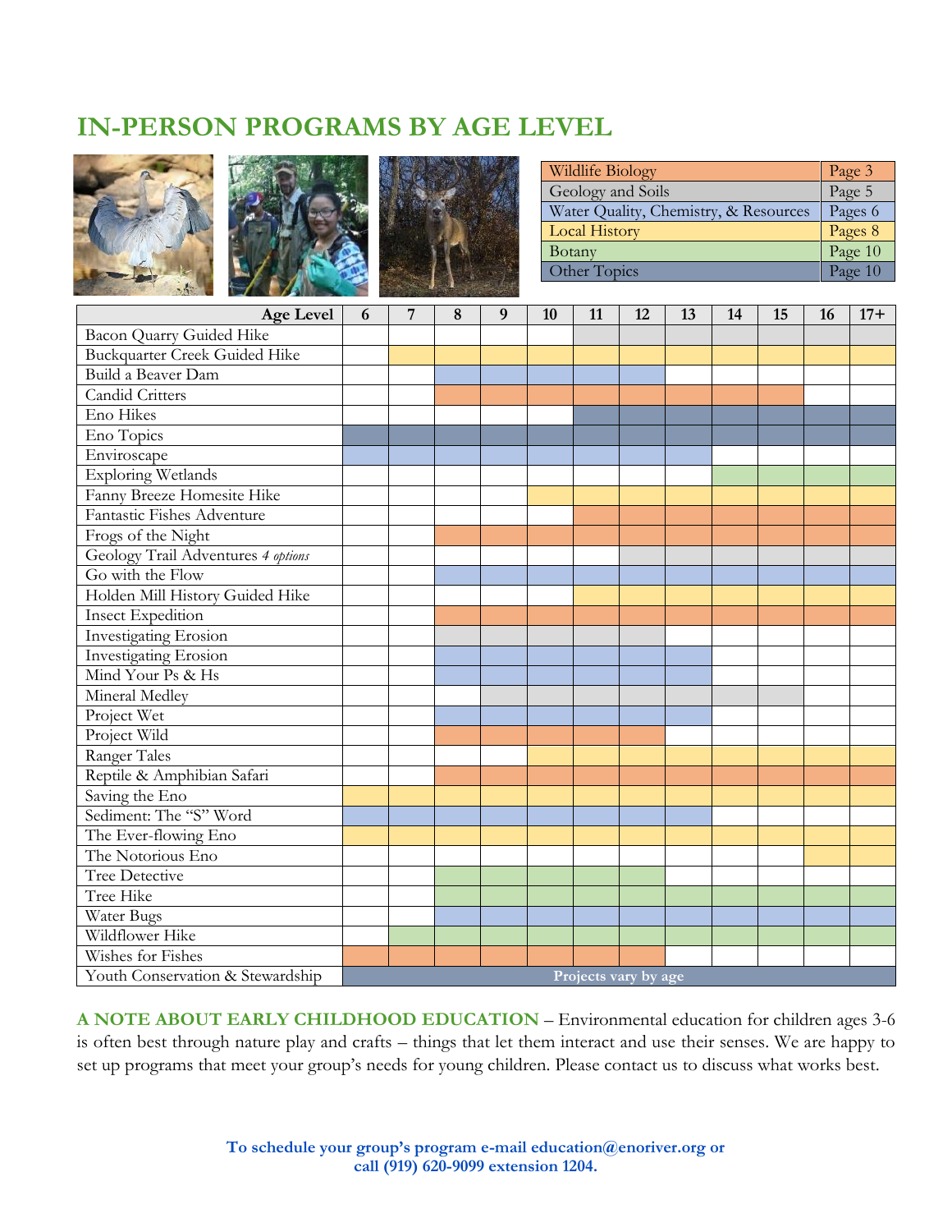# IN-PERSON PROGRAMS BY AGE LEVEL

| Topic | Page |
|---|---|
| Wildlife Biology | Page 3 |
| Geology and Soils | Page 5 |
| Water Quality, Chemistry, & Resources | Pages 6 |
| Local History | Pages 8 |
| Botany | Page 10 |
| Other Topics | Page 10 |

| Age Level | 6 | 7 | 8 | 9 | 10 | 11 | 12 | 13 | 14 | 15 | 16 | 17+ |
|---|---|---|---|---|---|---|---|---|---|---|---|---|
| Bacon Quarry Guided Hike | | | | | | X | X | X | X | X | X | X |
| Buckquarter Creek Guided Hike | | X | X | X | X | X | X | X | X | X | X | X |
| Build a Beaver Dam | | | X | X | X | X | X | | | | | |
| Candid Critters | | | X | X | X | X | X | X | X | X | | |
| Eno Hikes | | | | | | X | X | X | X | X | X | X |
| Eno Topics | X | X | X | X | X | X | X | X | X | X | X | X |
| Enviroscape | X | X | X | X | X | X | X | X | | | | |
| Exploring Wetlands | | | | | | | | | X | X | X | X |
| Fanny Breeze Homesite Hike | | | | | X | X | X | X | X | X | X | X |
| Fantastic Fishes Adventure | | | | | | X | X | X | X | X | X | X |
| Frogs of the Night | | | X | X | X | X | X | X | X | X | X | X |
| Geology Trail Adventures *4 options* | | | | | | | X | X | X | X | X | X |
| Go with the Flow | | | X | X | X | X | X | X | X | X | X | X |
| Holden Mill History Guided Hike | | | | | | X | X | X | X | X | X | X |
| Insect Expedition | | | X | X | X | X | X | X | X | X | X | X |
| Investigating Erosion | | | X | X | X | X | X | | | | | |
| Investigating Erosion | | | X | X | X | X | X | X | | | | |
| Mind Your Ps & Hs | | | X | X | X | X | X | X | | | | |
| Mineral Medley | | | | X | X | X | X | X | X | X | | |
| Project Wet | | | X | X | X | X | X | X | | | | |
| Project Wild | | | X | X | X | X | X | | | | | |
| Ranger Tales | | | | | X | X | X | X | X | X | X | X |
| Reptile & Amphibian Safari | | | X | X | X | X | X | X | X | X | X | X |
| Saving the Eno | X | X | X | X | X | X | X | X | X | X | X | X |
| Sediment: The "S" Word | X | X | X | X | X | X | X | X | | | | |
| The Ever-flowing Eno | X | X | X | X | X | X | X | X | X | X | X | X |
| The Notorious Eno | | | | | | | | | | | X | X |
| Tree Detective | | | X | X | X | X | X | | | | | |
| Tree Hike | | | X | X | X | X | X | X | X | X | X | X |
| Water Bugs | | | X | X | X | X | X | X | X | X | X | X |
| Wildflower Hike | | X | X | X | X | X | X | X | X | X | X | X |
| Wishes for Fishes | X | X | X | X | X | X | X | | | | | |
| Youth Conservation & Stewardship | Projects vary by age | | | | | | | | | | | |

**A NOTE ABOUT EARLY CHILDHOOD EDUCATION** – Environmental education for children ages 3-6 is often best through nature play and crafts – things that let them interact and use their senses. We are happy to set up programs that meet your group's needs for young children. Please contact us to discuss what works best.

**To schedule your group's program e-mail education@enoriver.org or call (919) 620-9099 extension 1204.**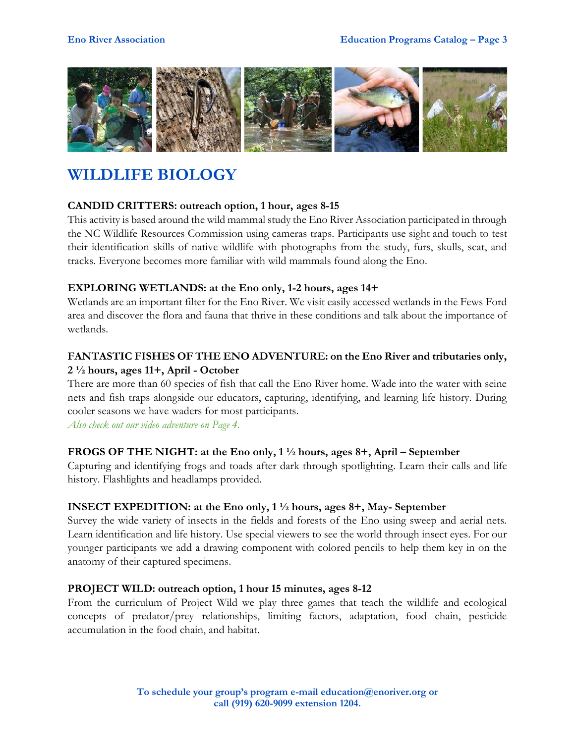# WILDLIFE BIOLOGY

**CANDID CRITTERS: outreach option, 1 hour, ages 8-15**

This activity is based around the wild mammal study the Eno River Association participated in through the NC Wildlife Resources Commission using cameras traps. Participants use sight and touch to test their identification skills of native wildlife with photographs from the study, furs, skulls, scat, and tracks. Everyone becomes more familiar with wild mammals found along the Eno.

**EXPLORING WETLANDS: at the Eno only, 1-2 hours, ages 14+**

Wetlands are an important filter for the Eno River. We visit easily accessed wetlands in the Fews Ford area and discover the flora and fauna that thrive in these conditions and talk about the importance of wetlands.

**FANTASTIC FISHES OF THE ENO ADVENTURE: on the Eno River and tributaries only, 2 ½ hours, ages 11+, April - October**

There are more than 60 species of fish that call the Eno River home. Wade into the water with seine nets and fish traps alongside our educators, capturing, identifying, and learning life history. During cooler seasons we have waders for most participants.

*Also check out our video adventure on Page 4.*

**FROGS OF THE NIGHT: at the Eno only, 1 ½ hours, ages 8+, April – September**

Capturing and identifying frogs and toads after dark through spotlighting. Learn their calls and life history. Flashlights and headlamps provided.

**INSECT EXPEDITION: at the Eno only, 1 ½ hours, ages 8+, May- September**

Survey the wide variety of insects in the fields and forests of the Eno using sweep and aerial nets. Learn identification and life history. Use special viewers to see the world through insect eyes. For our younger participants we add a drawing component with colored pencils to help them key in on the anatomy of their captured specimens.

**PROJECT WILD: outreach option, 1 hour 15 minutes, ages 8-12**

From the curriculum of Project Wild we play three games that teach the wildlife and ecological concepts of predator/prey relationships, limiting factors, adaptation, food chain, pesticide accumulation in the food chain, and habitat.

**To schedule your group's program e-mail education@enoriver.org or call (919) 620-9099 extension 1204.**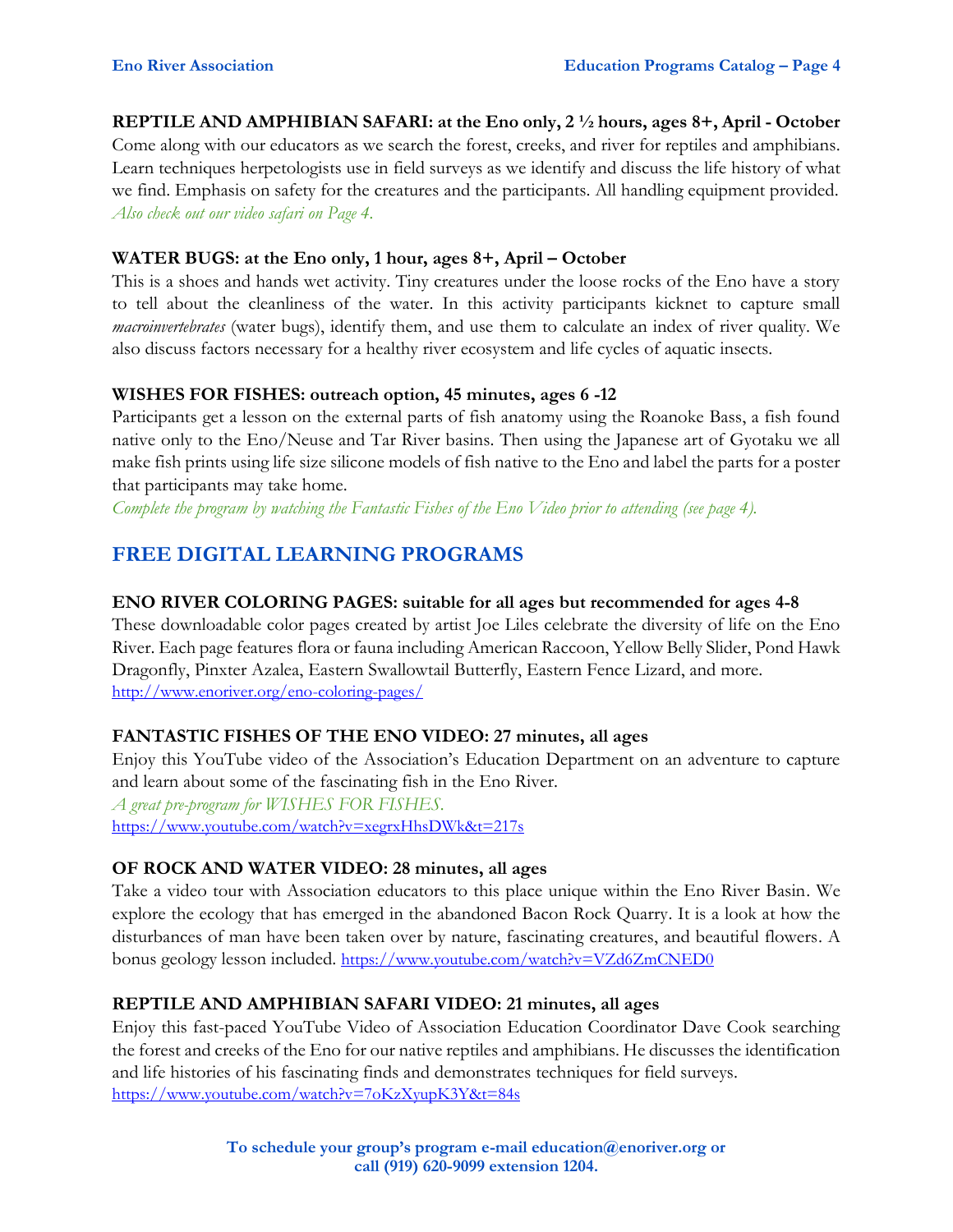**REPTILE AND AMPHIBIAN SAFARI: at the Eno only, 2 ½ hours, ages 8+, April - October**
Come along with our educators as we search the forest, creeks, and river for reptiles and amphibians. Learn techniques herpetologists use in field surveys as we identify and discuss the life history of what we find. Emphasis on safety for the creatures and the participants. All handling equipment provided. *Also check out our video safari on Page 4.*

**WATER BUGS: at the Eno only, 1 hour, ages 8+, April – October**
This is a shoes and hands wet activity. Tiny creatures under the loose rocks of the Eno have a story to tell about the cleanliness of the water. In this activity participants kicknet to capture small *macroinvertebrates* (water bugs), identify them, and use them to calculate an index of river quality. We also discuss factors necessary for a healthy river ecosystem and life cycles of aquatic insects.

**WISHES FOR FISHES: outreach option, 45 minutes, ages 6 -12**
Participants get a lesson on the external parts of fish anatomy using the Roanoke Bass, a fish found native only to the Eno/Neuse and Tar River basins. Then using the Japanese art of Gyotaku we all make fish prints using life size silicone models of fish native to the Eno and label the parts for a poster that participants may take home.
*Complete the program by watching the Fantastic Fishes of the Eno Video prior to attending (see page 4).*

## FREE DIGITAL LEARNING PROGRAMS

**ENO RIVER COLORING PAGES: suitable for all ages but recommended for ages 4-8**
These downloadable color pages created by artist Joe Liles celebrate the diversity of life on the Eno River. Each page features flora or fauna including American Raccoon, Yellow Belly Slider, Pond Hawk Dragonfly, Pinxter Azalea, Eastern Swallowtail Butterfly, Eastern Fence Lizard, and more.
http://www.enoriver.org/eno-coloring-pages/

**FANTASTIC FISHES OF THE ENO VIDEO: 27 minutes, all ages**
Enjoy this YouTube video of the Association's Education Department on an adventure to capture and learn about some of the fascinating fish in the Eno River.
*A great pre-program for WISHES FOR FISHES.*
https://www.youtube.com/watch?v=xegrxHhsDWk&t=217s

**OF ROCK AND WATER VIDEO: 28 minutes, all ages**
Take a video tour with Association educators to this place unique within the Eno River Basin. We explore the ecology that has emerged in the abandoned Bacon Rock Quarry. It is a look at how the disturbances of man have been taken over by nature, fascinating creatures, and beautiful flowers. A bonus geology lesson included. https://www.youtube.com/watch?v=VZd6ZmCNED0

**REPTILE AND AMPHIBIAN SAFARI VIDEO: 21 minutes, all ages**
Enjoy this fast-paced YouTube Video of Association Education Coordinator Dave Cook searching the forest and creeks of the Eno for our native reptiles and amphibians. He discusses the identification and life histories of his fascinating finds and demonstrates techniques for field surveys.
https://www.youtube.com/watch?v=7oKzXyupK3Y&t=84s

**To schedule your group's program e-mail education@enoriver.org or call (919) 620-9099 extension 1204.**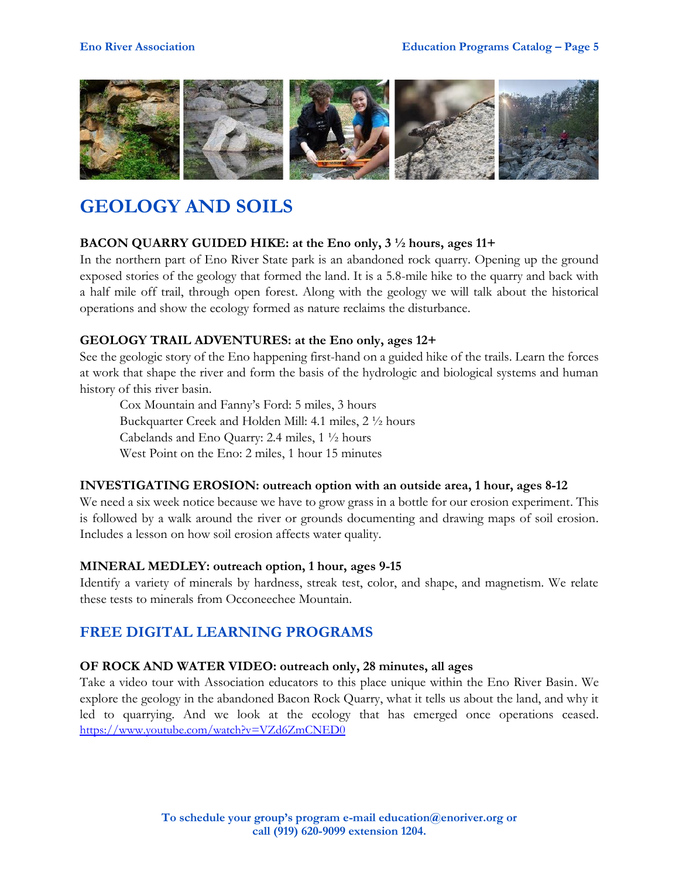# GEOLOGY AND SOILS

**BACON QUARRY GUIDED HIKE: at the Eno only, 3 ½ hours, ages 11+**

In the northern part of Eno River State park is an abandoned rock quarry. Opening up the ground exposed stories of the geology that formed the land. It is a 5.8-mile hike to the quarry and back with a half mile off trail, through open forest. Along with the geology we will talk about the historical operations and show the ecology formed as nature reclaims the disturbance.

**GEOLOGY TRAIL ADVENTURES: at the Eno only, ages 12+**

See the geologic story of the Eno happening first-hand on a guided hike of the trails. Learn the forces at work that shape the river and form the basis of the hydrologic and biological systems and human history of this river basin.

Cox Mountain and Fanny's Ford: 5 miles, 3 hours
Buckquarter Creek and Holden Mill: 4.1 miles, 2 ½ hours
Cabelands and Eno Quarry: 2.4 miles, 1 ½ hours
West Point on the Eno: 2 miles, 1 hour 15 minutes

**INVESTIGATING EROSION: outreach option with an outside area, 1 hour, ages 8-12**

We need a six week notice because we have to grow grass in a bottle for our erosion experiment. This is followed by a walk around the river or grounds documenting and drawing maps of soil erosion. Includes a lesson on how soil erosion affects water quality.

**MINERAL MEDLEY: outreach option, 1 hour, ages 9-15**

Identify a variety of minerals by hardness, streak test, color, and shape, and magnetism. We relate these tests to minerals from Occoneechee Mountain.

## FREE DIGITAL LEARNING PROGRAMS

**OF ROCK AND WATER VIDEO: outreach only, 28 minutes, all ages**

Take a video tour with Association educators to this place unique within the Eno River Basin. We explore the geology in the abandoned Bacon Rock Quarry, what it tells us about the land, and why it led to quarrying. And we look at the ecology that has emerged once operations ceased. https://www.youtube.com/watch?v=VZd6ZmCNED0

**To schedule your group's program e-mail education@enoriver.org or call (919) 620-9099 extension 1204.**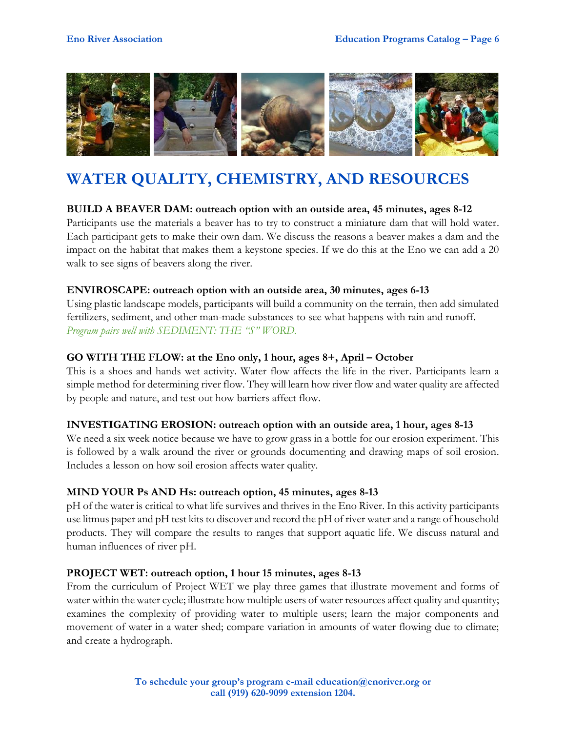# WATER QUALITY, CHEMISTRY, AND RESOURCES

**BUILD A BEAVER DAM: outreach option with an outside area, 45 minutes, ages 8-12**
Participants use the materials a beaver has to try to construct a miniature dam that will hold water. Each participant gets to make their own dam. We discuss the reasons a beaver makes a dam and the impact on the habitat that makes them a keystone species. If we do this at the Eno we can add a 20 walk to see signs of beavers along the river.

**ENVIROSCAPE: outreach option with an outside area, 30 minutes, ages 6-13**
Using plastic landscape models, participants will build a community on the terrain, then add simulated fertilizers, sediment, and other man-made substances to see what happens with rain and runoff.
*Program pairs well with SEDIMENT: THE "S" WORD.*

**GO WITH THE FLOW: at the Eno only, 1 hour, ages 8+, April – October**
This is a shoes and hands wet activity. Water flow affects the life in the river. Participants learn a simple method for determining river flow. They will learn how river flow and water quality are affected by people and nature, and test out how barriers affect flow.

**INVESTIGATING EROSION: outreach option with an outside area, 1 hour, ages 8-13**
We need a six week notice because we have to grow grass in a bottle for our erosion experiment. This is followed by a walk around the river or grounds documenting and drawing maps of soil erosion. Includes a lesson on how soil erosion affects water quality.

**MIND YOUR Ps AND Hs: outreach option, 45 minutes, ages 8-13**
pH of the water is critical to what life survives and thrives in the Eno River. In this activity participants use litmus paper and pH test kits to discover and record the pH of river water and a range of household products. They will compare the results to ranges that support aquatic life. We discuss natural and human influences of river pH.

**PROJECT WET: outreach option, 1 hour 15 minutes, ages 8-13**
From the curriculum of Project WET we play three games that illustrate movement and forms of water within the water cycle; illustrate how multiple users of water resources affect quality and quantity; examines the complexity of providing water to multiple users; learn the major components and movement of water in a water shed; compare variation in amounts of water flowing due to climate; and create a hydrograph.

**To schedule your group's program e-mail education@enoriver.org or call (919) 620-9099 extension 1204.**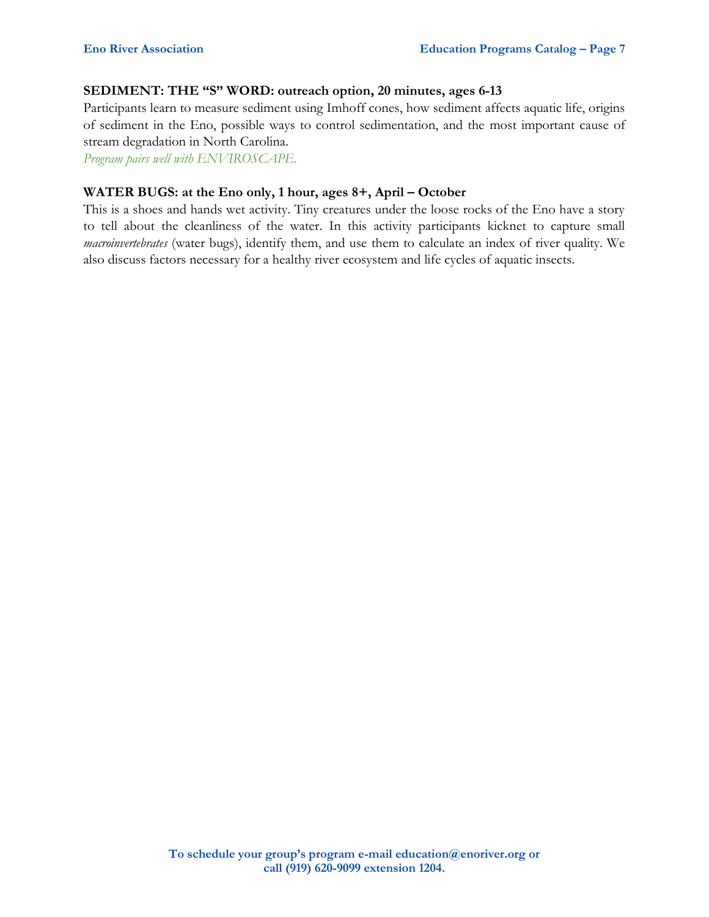**SEDIMENT: THE "S" WORD: outreach option, 20 minutes, ages 6-13**

Participants learn to measure sediment using Imhoff cones, how sediment affects aquatic life, origins of sediment in the Eno, possible ways to control sedimentation, and the most important cause of stream degradation in North Carolina.

*Program pairs well with ENVIROSCAPE.*

**WATER BUGS: at the Eno only, 1 hour, ages 8+, April – October**

This is a shoes and hands wet activity. Tiny creatures under the loose rocks of the Eno have a story to tell about the cleanliness of the water. In this activity participants kicknet to capture small *macroinvertebrates* (water bugs), identify them, and use them to calculate an index of river quality. We also discuss factors necessary for a healthy river ecosystem and life cycles of aquatic insects.

**To schedule your group's program e-mail education@enoriver.org or call (919) 620-9099 extension 1204.**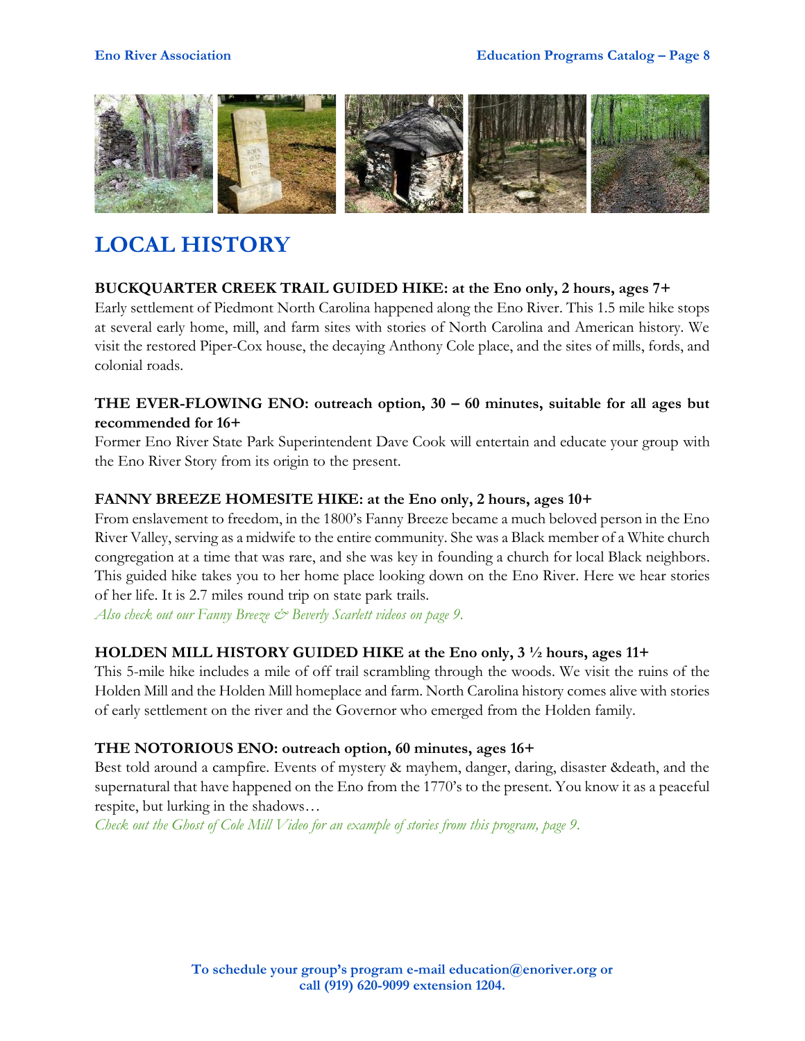# LOCAL HISTORY

**BUCKQUARTER CREEK TRAIL GUIDED HIKE: at the Eno only, 2 hours, ages 7+**
Early settlement of Piedmont North Carolina happened along the Eno River. This 1.5 mile hike stops at several early home, mill, and farm sites with stories of North Carolina and American history. We visit the restored Piper-Cox house, the decaying Anthony Cole place, and the sites of mills, fords, and colonial roads.

**THE EVER-FLOWING ENO: outreach option, 30 – 60 minutes, suitable for all ages but recommended for 16+**
Former Eno River State Park Superintendent Dave Cook will entertain and educate your group with the Eno River Story from its origin to the present.

**FANNY BREEZE HOMESITE HIKE: at the Eno only, 2 hours, ages 10+**
From enslavement to freedom, in the 1800's Fanny Breeze became a much beloved person in the Eno River Valley, serving as a midwife to the entire community. She was a Black member of a White church congregation at a time that was rare, and she was key in founding a church for local Black neighbors. This guided hike takes you to her home place looking down on the Eno River. Here we hear stories of her life. It is 2.7 miles round trip on state park trails.
*Also check out our Fanny Breeze & Beverly Scarlett videos on page 9.*

**HOLDEN MILL HISTORY GUIDED HIKE at the Eno only, 3 ½ hours, ages 11+**
This 5-mile hike includes a mile of off trail scrambling through the woods. We visit the ruins of the Holden Mill and the Holden Mill homeplace and farm. North Carolina history comes alive with stories of early settlement on the river and the Governor who emerged from the Holden family.

**THE NOTORIOUS ENO: outreach option, 60 minutes, ages 16+**
Best told around a campfire. Events of mystery & mayhem, danger, daring, disaster &death, and the supernatural that have happened on the Eno from the 1770's to the present. You know it as a peaceful respite, but lurking in the shadows…
*Check out the Ghost of Cole Mill Video for an example of stories from this program, page 9.*

**To schedule your group's program e-mail education@enoriver.org or call (919) 620-9099 extension 1204.**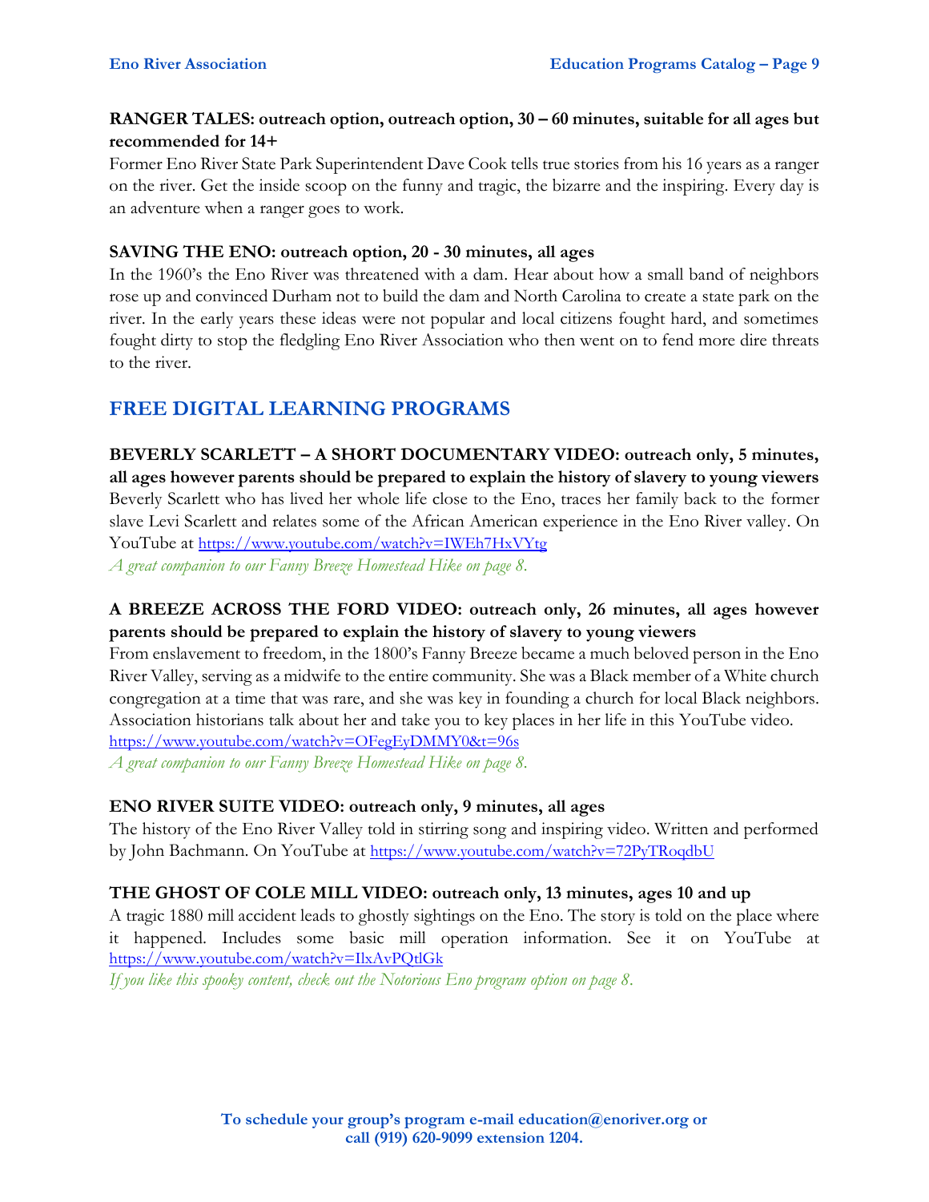**RANGER TALES: outreach option, outreach option, 30 – 60 minutes, suitable for all ages but recommended for 14+**

Former Eno River State Park Superintendent Dave Cook tells true stories from his 16 years as a ranger on the river. Get the inside scoop on the funny and tragic, the bizarre and the inspiring. Every day is an adventure when a ranger goes to work.

**SAVING THE ENO: outreach option, 20 - 30 minutes, all ages**

In the 1960's the Eno River was threatened with a dam. Hear about how a small band of neighbors rose up and convinced Durham not to build the dam and North Carolina to create a state park on the river. In the early years these ideas were not popular and local citizens fought hard, and sometimes fought dirty to stop the fledgling Eno River Association who then went on to fend more dire threats to the river.

## FREE DIGITAL LEARNING PROGRAMS

**BEVERLY SCARLETT – A SHORT DOCUMENTARY VIDEO: outreach only, 5 minutes, all ages however parents should be prepared to explain the history of slavery to young viewers**

Beverly Scarlett who has lived her whole life close to the Eno, traces her family back to the former slave Levi Scarlett and relates some of the African American experience in the Eno River valley. On YouTube at https://www.youtube.com/watch?v=IWEh7HxVYtg

*A great companion to our Fanny Breeze Homestead Hike on page 8.*

**A BREEZE ACROSS THE FORD VIDEO: outreach only, 26 minutes, all ages however parents should be prepared to explain the history of slavery to young viewers**

From enslavement to freedom, in the 1800's Fanny Breeze became a much beloved person in the Eno River Valley, serving as a midwife to the entire community. She was a Black member of a White church congregation at a time that was rare, and she was key in founding a church for local Black neighbors. Association historians talk about her and take you to key places in her life in this YouTube video. https://www.youtube.com/watch?v=OFegEyDMMY0&t=96s

*A great companion to our Fanny Breeze Homestead Hike on page 8.*

**ENO RIVER SUITE VIDEO: outreach only, 9 minutes, all ages**

The history of the Eno River Valley told in stirring song and inspiring video. Written and performed by John Bachmann. On YouTube at https://www.youtube.com/watch?v=72PyTRoqdbU

**THE GHOST OF COLE MILL VIDEO: outreach only, 13 minutes, ages 10 and up**

A tragic 1880 mill accident leads to ghostly sightings on the Eno. The story is told on the place where it happened. Includes some basic mill operation information. See it on YouTube at https://www.youtube.com/watch?v=IlxAvPQtlGk

*If you like this spooky content, check out the Notorious Eno program option on page 8.*

**To schedule your group's program e-mail education@enoriver.org or call (919) 620-9099 extension 1204.**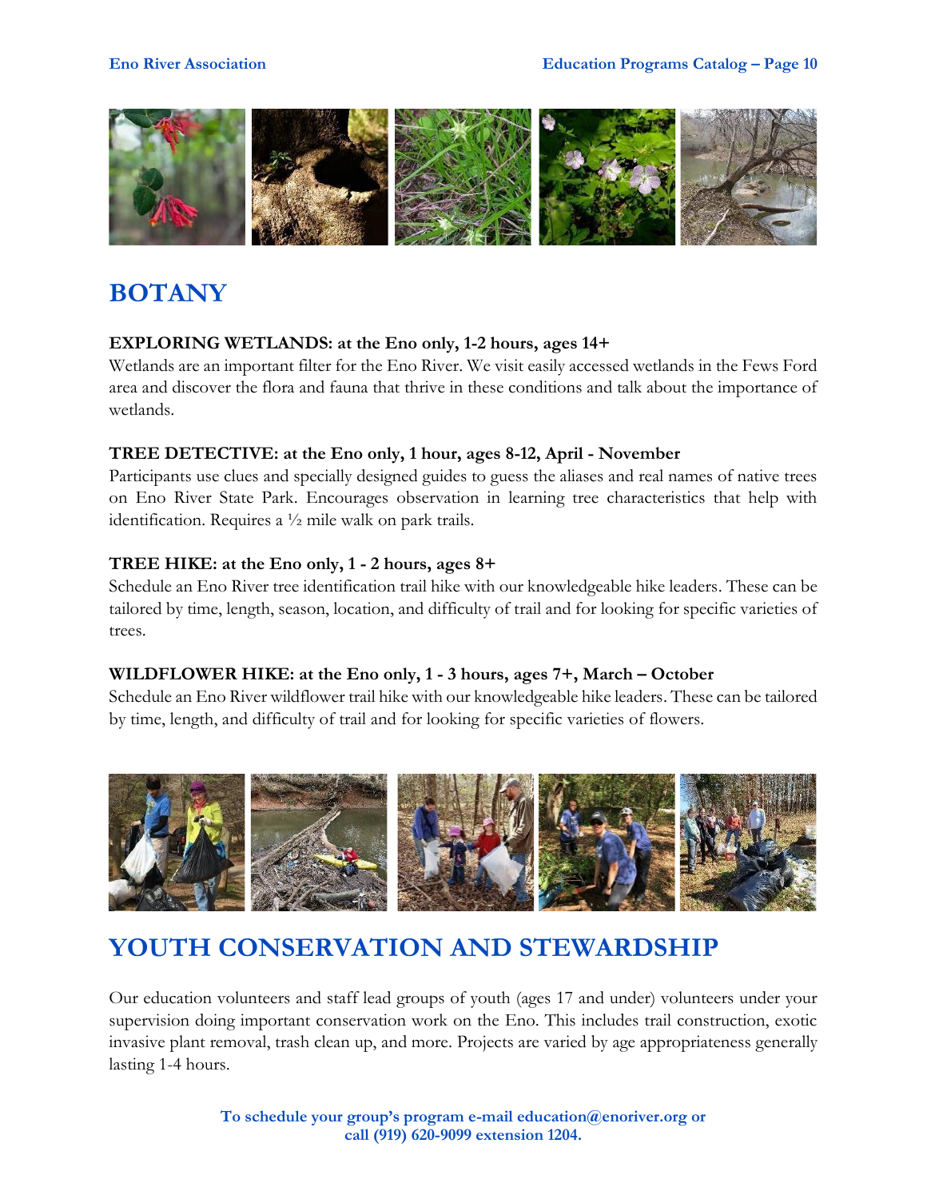# BOTANY

**EXPLORING WETLANDS: at the Eno only, 1-2 hours, ages 14+**
Wetlands are an important filter for the Eno River. We visit easily accessed wetlands in the Fews Ford area and discover the flora and fauna that thrive in these conditions and talk about the importance of wetlands.

**TREE DETECTIVE: at the Eno only, 1 hour, ages 8-12, April - November**
Participants use clues and specially designed guides to guess the aliases and real names of native trees on Eno River State Park. Encourages observation in learning tree characteristics that help with identification. Requires a ½ mile walk on park trails.

**TREE HIKE: at the Eno only, 1 - 2 hours, ages 8+**
Schedule an Eno River tree identification trail hike with our knowledgeable hike leaders. These can be tailored by time, length, season, location, and difficulty of trail and for looking for specific varieties of trees.

**WILDFLOWER HIKE: at the Eno only, 1 - 3 hours, ages 7+, March – October**
Schedule an Eno River wildflower trail hike with our knowledgeable hike leaders. These can be tailored by time, length, and difficulty of trail and for looking for specific varieties of flowers.

# YOUTH CONSERVATION AND STEWARDSHIP

Our education volunteers and staff lead groups of youth (ages 17 and under) volunteers under your supervision doing important conservation work on the Eno. This includes trail construction, exotic invasive plant removal, trash clean up, and more. Projects are varied by age appropriateness generally lasting 1-4 hours.

**To schedule your group's program e-mail education@enoriver.org or call (919) 620-9099 extension 1204.**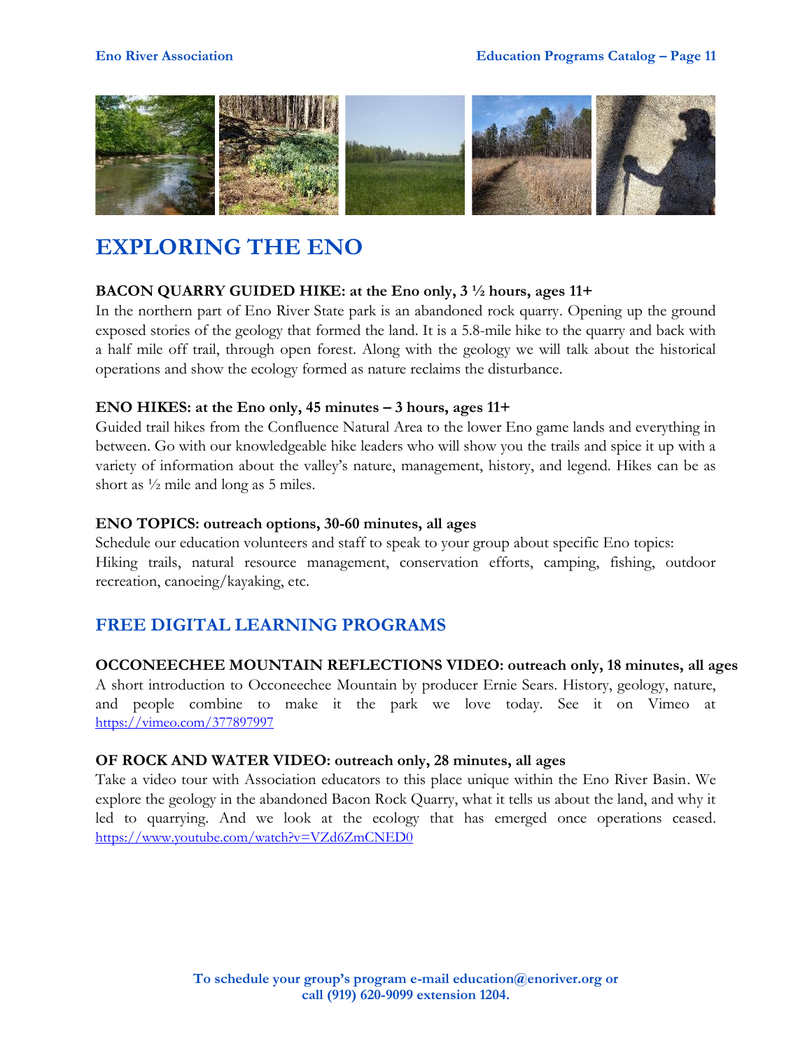# EXPLORING THE ENO

**BACON QUARRY GUIDED HIKE: at the Eno only, 3 ½ hours, ages 11+**

In the northern part of Eno River State park is an abandoned rock quarry. Opening up the ground exposed stories of the geology that formed the land. It is a 5.8-mile hike to the quarry and back with a half mile off trail, through open forest. Along with the geology we will talk about the historical operations and show the ecology formed as nature reclaims the disturbance.

**ENO HIKES: at the Eno only, 45 minutes – 3 hours, ages 11+**

Guided trail hikes from the Confluence Natural Area to the lower Eno game lands and everything in between. Go with our knowledgeable hike leaders who will show you the trails and spice it up with a variety of information about the valley's nature, management, history, and legend. Hikes can be as short as ½ mile and long as 5 miles.

**ENO TOPICS: outreach options, 30-60 minutes, all ages**

Schedule our education volunteers and staff to speak to your group about specific Eno topics: Hiking trails, natural resource management, conservation efforts, camping, fishing, outdoor recreation, canoeing/kayaking, etc.

## FREE DIGITAL LEARNING PROGRAMS

**OCCONEECHEE MOUNTAIN REFLECTIONS VIDEO: outreach only, 18 minutes, all ages**

A short introduction to Occoneechee Mountain by producer Ernie Sears. History, geology, nature, and people combine to make it the park we love today. See it on Vimeo at https://vimeo.com/377897997

**OF ROCK AND WATER VIDEO: outreach only, 28 minutes, all ages**

Take a video tour with Association educators to this place unique within the Eno River Basin. We explore the geology in the abandoned Bacon Rock Quarry, what it tells us about the land, and why it led to quarrying. And we look at the ecology that has emerged once operations ceased. https://www.youtube.com/watch?v=VZd6ZmCNED0

**To schedule your group's program e-mail education@enoriver.org or call (919) 620-9099 extension 1204.**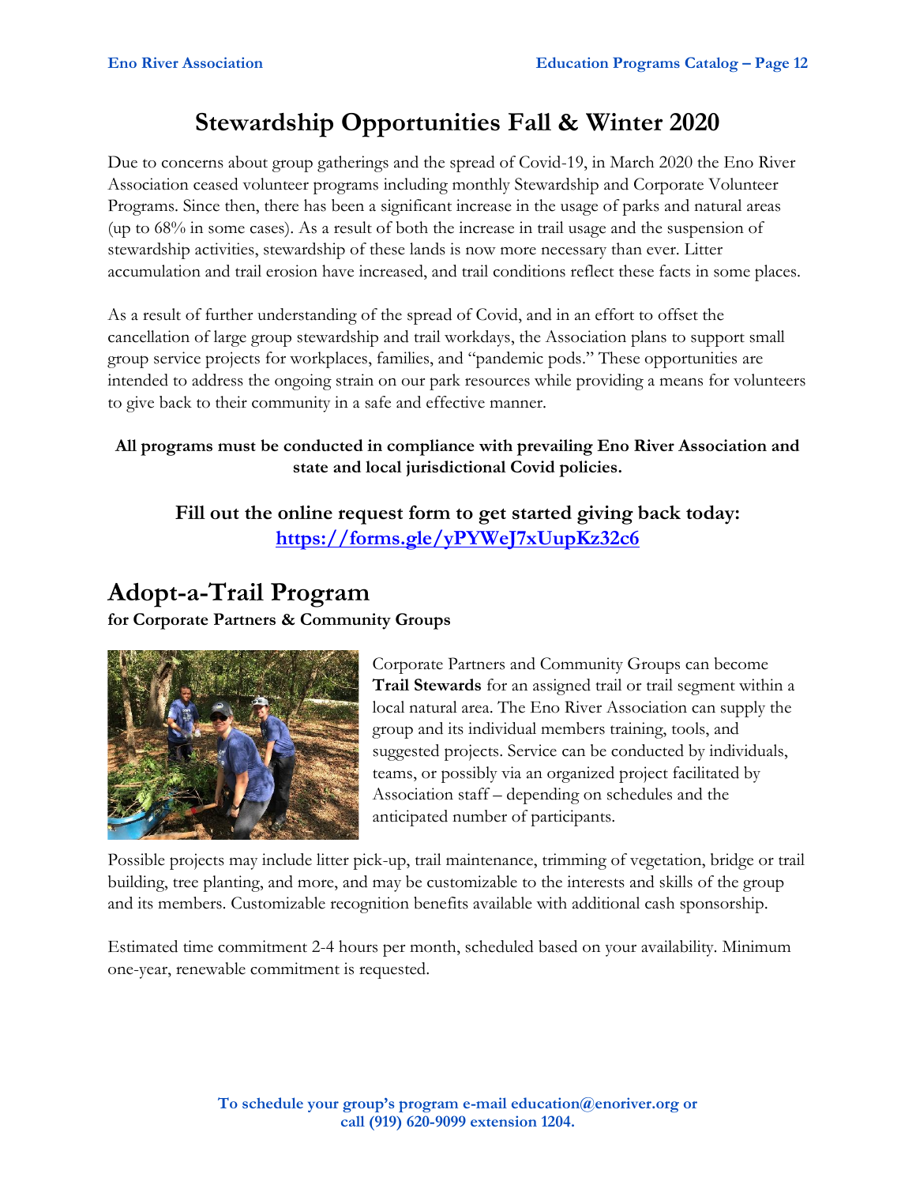# Stewardship Opportunities Fall & Winter 2020

Due to concerns about group gatherings and the spread of Covid-19, in March 2020 the Eno River Association ceased volunteer programs including monthly Stewardship and Corporate Volunteer Programs. Since then, there has been a significant increase in the usage of parks and natural areas (up to 68% in some cases). As a result of both the increase in trail usage and the suspension of stewardship activities, stewardship of these lands is now more necessary than ever. Litter accumulation and trail erosion have increased, and trail conditions reflect these facts in some places.

As a result of further understanding of the spread of Covid, and in an effort to offset the cancellation of large group stewardship and trail workdays, the Association plans to support small group service projects for workplaces, families, and "pandemic pods." These opportunities are intended to address the ongoing strain on our park resources while providing a means for volunteers to give back to their community in a safe and effective manner.

**All programs must be conducted in compliance with prevailing Eno River Association and state and local jurisdictional Covid policies.**

### Fill out the online request form to get started giving back today: [https://forms.gle/yPYWeJ7xUupKz32c6](https://forms.gle/yPYWeJ7xUupKz32c6)

## Adopt-a-Trail Program

**for Corporate Partners & Community Groups**

Corporate Partners and Community Groups can become **Trail Stewards** for an assigned trail or trail segment within a local natural area. The Eno River Association can supply the group and its individual members training, tools, and suggested projects. Service can be conducted by individuals, teams, or possibly via an organized project facilitated by Association staff – depending on schedules and the anticipated number of participants.

Possible projects may include litter pick-up, trail maintenance, trimming of vegetation, bridge or trail building, tree planting, and more, and may be customizable to the interests and skills of the group and its members. Customizable recognition benefits available with additional cash sponsorship.

Estimated time commitment 2-4 hours per month, scheduled based on your availability. Minimum one-year, renewable commitment is requested.

**To schedule your group's program e-mail education@enoriver.org or call (919) 620-9099 extension 1204.**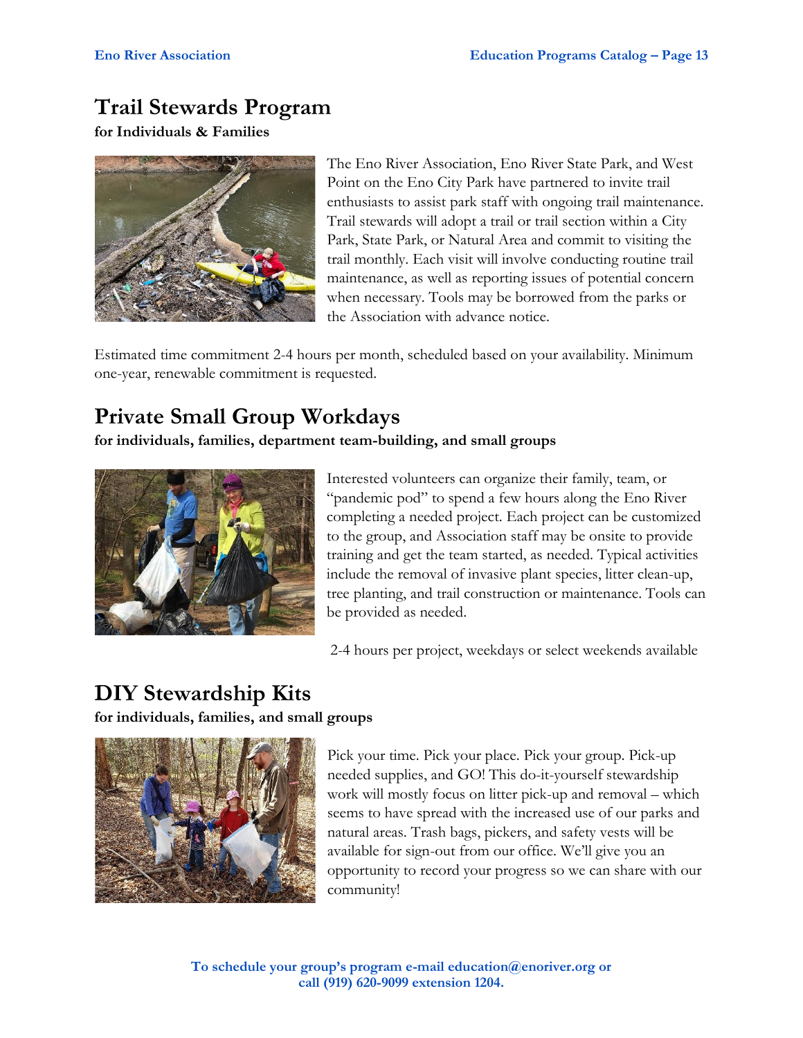## Trail Stewards Program

**for Individuals & Families**

The Eno River Association, Eno River State Park, and West Point on the Eno City Park have partnered to invite trail enthusiasts to assist park staff with ongoing trail maintenance. Trail stewards will adopt a trail or trail section within a City Park, State Park, or Natural Area and commit to visiting the trail monthly. Each visit will involve conducting routine trail maintenance, as well as reporting issues of potential concern when necessary. Tools may be borrowed from the parks or the Association with advance notice.

Estimated time commitment 2-4 hours per month, scheduled based on your availability. Minimum one-year, renewable commitment is requested.

## Private Small Group Workdays

**for individuals, families, department team-building, and small groups**

Interested volunteers can organize their family, team, or "pandemic pod" to spend a few hours along the Eno River completing a needed project. Each project can be customized to the group, and Association staff may be onsite to provide training and get the team started, as needed. Typical activities include the removal of invasive plant species, litter clean-up, tree planting, and trail construction or maintenance. Tools can be provided as needed.

2-4 hours per project, weekdays or select weekends available

## DIY Stewardship Kits

**for individuals, families, and small groups**

Pick your time. Pick your place. Pick your group. Pick-up needed supplies, and GO! This do-it-yourself stewardship work will mostly focus on litter pick-up and removal – which seems to have spread with the increased use of our parks and natural areas. Trash bags, pickers, and safety vests will be available for sign-out from our office. We'll give you an opportunity to record your progress so we can share with our community!

**To schedule your group's program e-mail education@enoriver.org or call (919) 620-9099 extension 1204.**